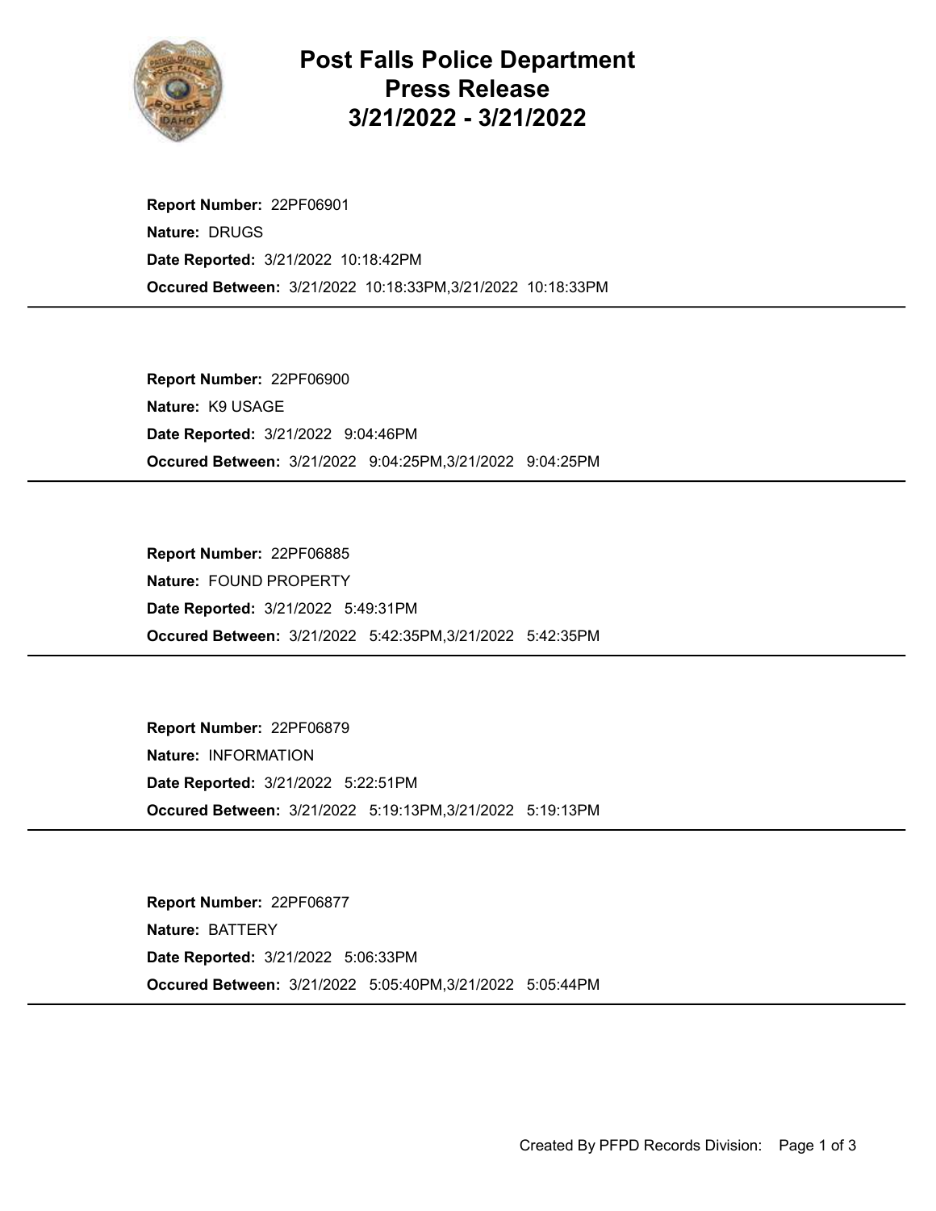# Post Falls Police Department
## Press Release
## 3/21/2022 - 3/21/2022

**Report Number:** 22PF06901
**Nature:** DRUGS
**Date Reported:** 3/21/2022 10:18:42PM
**Occured Between:** 3/21/2022 10:18:33PM,3/21/2022 10:18:33PM

---

**Report Number:** 22PF06900
**Nature:** K9 USAGE
**Date Reported:** 3/21/2022 9:04:46PM
**Occured Between:** 3/21/2022 9:04:25PM,3/21/2022 9:04:25PM

---

**Report Number:** 22PF06885
**Nature:** FOUND PROPERTY
**Date Reported:** 3/21/2022 5:49:31PM
**Occured Between:** 3/21/2022 5:42:35PM,3/21/2022 5:42:35PM

---

**Report Number:** 22PF06879
**Nature:** INFORMATION
**Date Reported:** 3/21/2022 5:22:51PM
**Occured Between:** 3/21/2022 5:19:13PM,3/21/2022 5:19:13PM

---

**Report Number:** 22PF06877
**Nature:** BATTERY
**Date Reported:** 3/21/2022 5:06:33PM
**Occured Between:** 3/21/2022 5:05:40PM,3/21/2022 5:05:44PM

---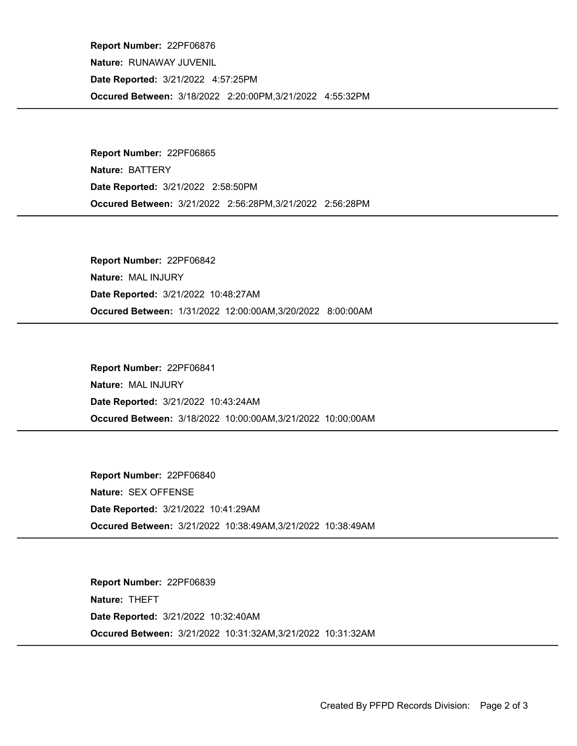**Report Number:** 22PF06876

**Nature:** RUNAWAY JUVENIL

**Date Reported:** 3/21/2022 4:57:25PM

**Occured Between:** 3/18/2022 2:20:00PM,3/21/2022 4:55:32PM

---

**Report Number:** 22PF06865

**Nature:** BATTERY

**Date Reported:** 3/21/2022 2:58:50PM

**Occured Between:** 3/21/2022 2:56:28PM,3/21/2022 2:56:28PM

---

**Report Number:** 22PF06842

**Nature:** MAL INJURY

**Date Reported:** 3/21/2022 10:48:27AM

**Occured Between:** 1/31/2022 12:00:00AM,3/20/2022 8:00:00AM

---

**Report Number:** 22PF06841

**Nature:** MAL INJURY

**Date Reported:** 3/21/2022 10:43:24AM

**Occured Between:** 3/18/2022 10:00:00AM,3/21/2022 10:00:00AM

---

**Report Number:** 22PF06840

**Nature:** SEX OFFENSE

**Date Reported:** 3/21/2022 10:41:29AM

**Occured Between:** 3/21/2022 10:38:49AM,3/21/2022 10:38:49AM

---

**Report Number:** 22PF06839

**Nature:** THEFT

**Date Reported:** 3/21/2022 10:32:40AM

**Occured Between:** 3/21/2022 10:31:32AM,3/21/2022 10:31:32AM

---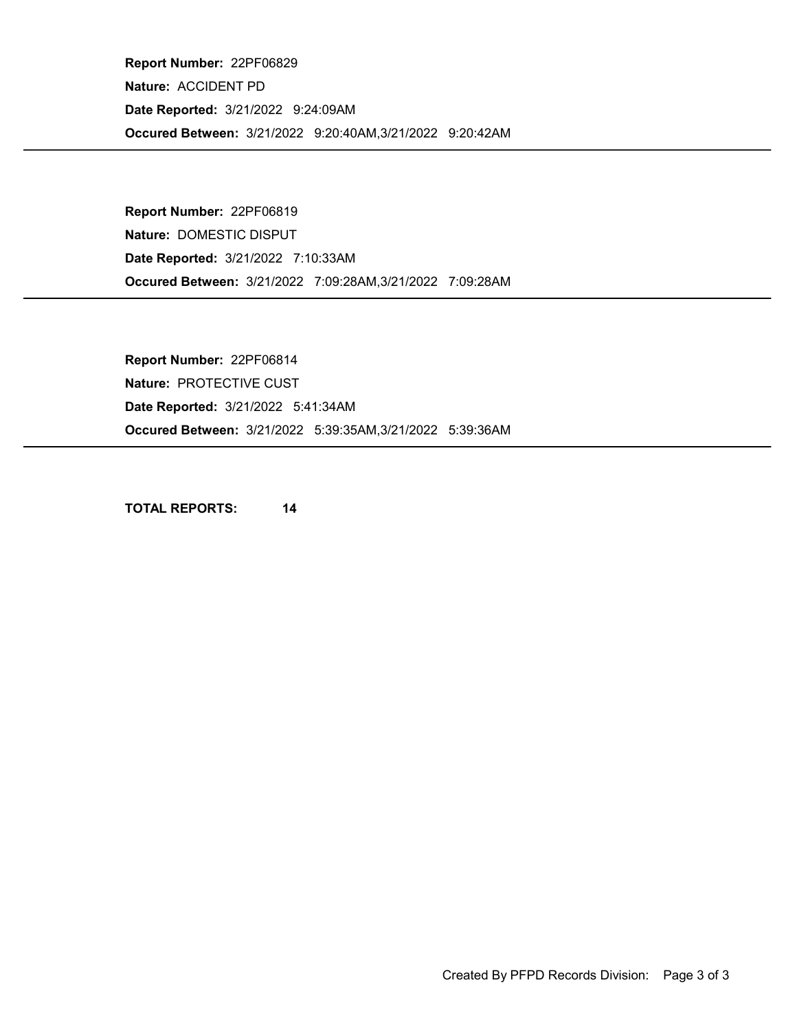**Report Number:** 22PF06829

**Nature:** ACCIDENT PD

**Date Reported:** 3/21/2022 9:24:09AM

**Occured Between:** 3/21/2022 9:20:40AM,3/21/2022 9:20:42AM

---

**Report Number:** 22PF06819

**Nature:** DOMESTIC DISPUT

**Date Reported:** 3/21/2022 7:10:33AM

**Occured Between:** 3/21/2022 7:09:28AM,3/21/2022 7:09:28AM

---

**Report Number:** 22PF06814

**Nature:** PROTECTIVE CUST

**Date Reported:** 3/21/2022 5:41:34AM

**Occured Between:** 3/21/2022 5:39:35AM,3/21/2022 5:39:36AM

---

**TOTAL REPORTS:** **14**

Created By PFPD Records Division: